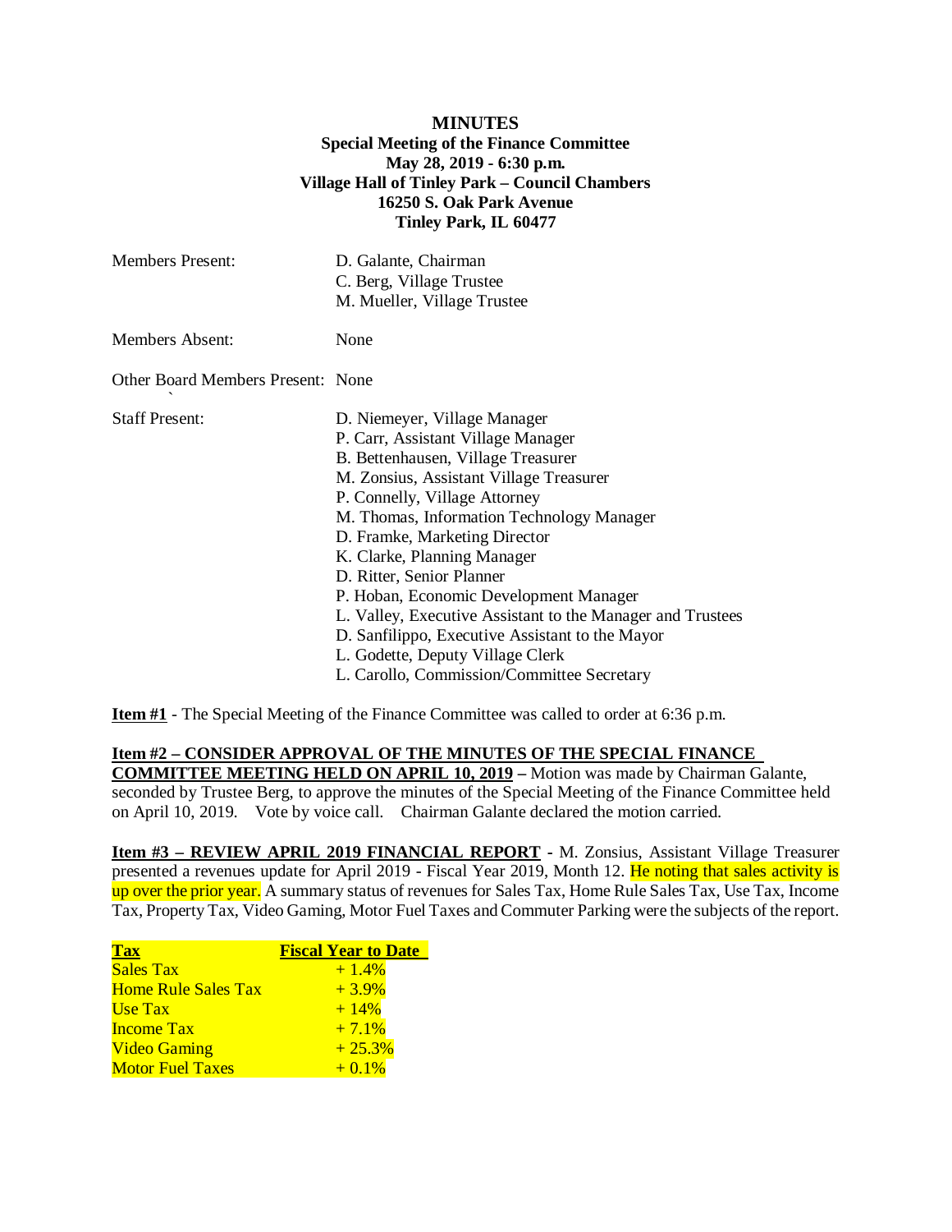**MINUTES**
**Special Meeting of the Finance Committee**
**May 28, 2019 - 6:30 p.m.**
**Village Hall of Tinley Park – Council Chambers**
**16250 S. Oak Park Avenue**
**Tinley Park, IL 60477**

| | |
|---|---|
| Members Present: | D. Galante, Chairman<br>C. Berg, Village Trustee<br>M. Mueller, Village Trustee |
| Members Absent: | None |
| Other Board Members Present: | None |
| Staff Present: | D. Niemeyer, Village Manager<br>P. Carr, Assistant Village Manager<br>B. Bettenhausen, Village Treasurer<br>M. Zonsius, Assistant Village Treasurer<br>P. Connelly, Village Attorney<br>M. Thomas, Information Technology Manager<br>D. Framke, Marketing Director<br>K. Clarke, Planning Manager<br>D. Ritter, Senior Planner<br>P. Hoban, Economic Development Manager<br>L. Valley, Executive Assistant to the Manager and Trustees<br>D. Sanfilippo, Executive Assistant to the Mayor<br>L. Godette, Deputy Village Clerk<br>L. Carollo, Commission/Committee Secretary |

**Item #1** - The Special Meeting of the Finance Committee was called to order at 6:36 p.m.

**Item #2 – CONSIDER APPROVAL OF THE MINUTES OF THE SPECIAL FINANCE COMMITTEE MEETING HELD ON APRIL 10, 2019 –** Motion was made by Chairman Galante, seconded by Trustee Berg, to approve the minutes of the Special Meeting of the Finance Committee held on April 10, 2019. Vote by voice call. Chairman Galante declared the motion carried.

**Item #3 – REVIEW APRIL 2019 FINANCIAL REPORT -** M. Zonsius, Assistant Village Treasurer presented a revenues update for April 2019 - Fiscal Year 2019, Month 12. He noting that sales activity is up over the prior year. A summary status of revenues for Sales Tax, Home Rule Sales Tax, Use Tax, Income Tax, Property Tax, Video Gaming, Motor Fuel Taxes and Commuter Parking were the subjects of the report.

| Tax | Fiscal Year to Date |
|---|---|
| Sales Tax | + 1.4% |
| Home Rule Sales Tax | + 3.9% |
| Use Tax | + 14% |
| Income Tax | + 7.1% |
| Video Gaming | + 25.3% |
| Motor Fuel Taxes | + 0.1% |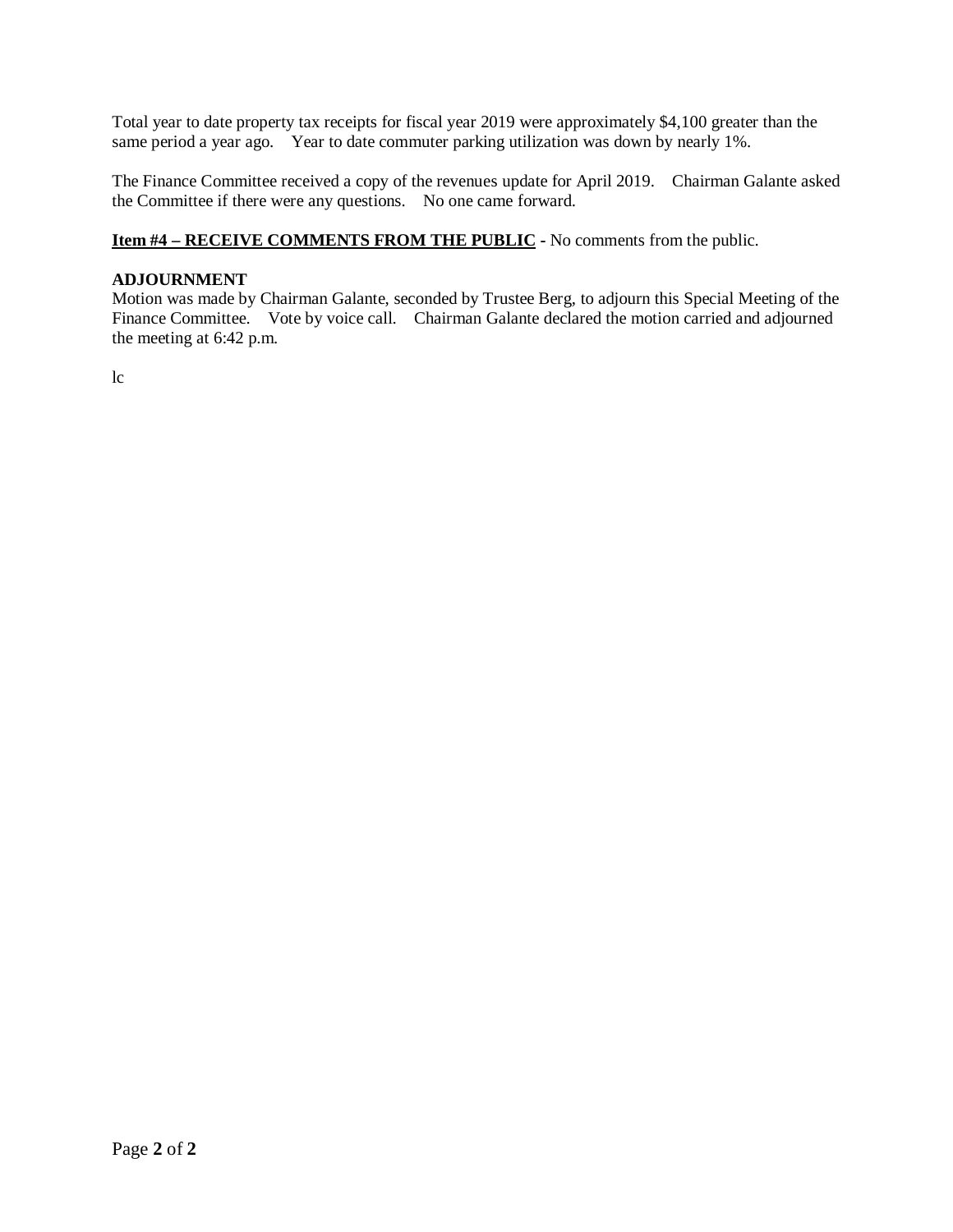Total year to date property tax receipts for fiscal year 2019 were approximately $4,100 greater than the same period a year ago. Year to date commuter parking utilization was down by nearly 1%.

The Finance Committee received a copy of the revenues update for April 2019. Chairman Galante asked the Committee if there were any questions. No one came forward.

**<u>Item #4 – RECEIVE COMMENTS FROM THE PUBLIC</u>** - No comments from the public.

**ADJOURNMENT**

Motion was made by Chairman Galante, seconded by Trustee Berg, to adjourn this Special Meeting of the Finance Committee. Vote by voice call. Chairman Galante declared the motion carried and adjourned the meeting at 6:42 p.m.

lc